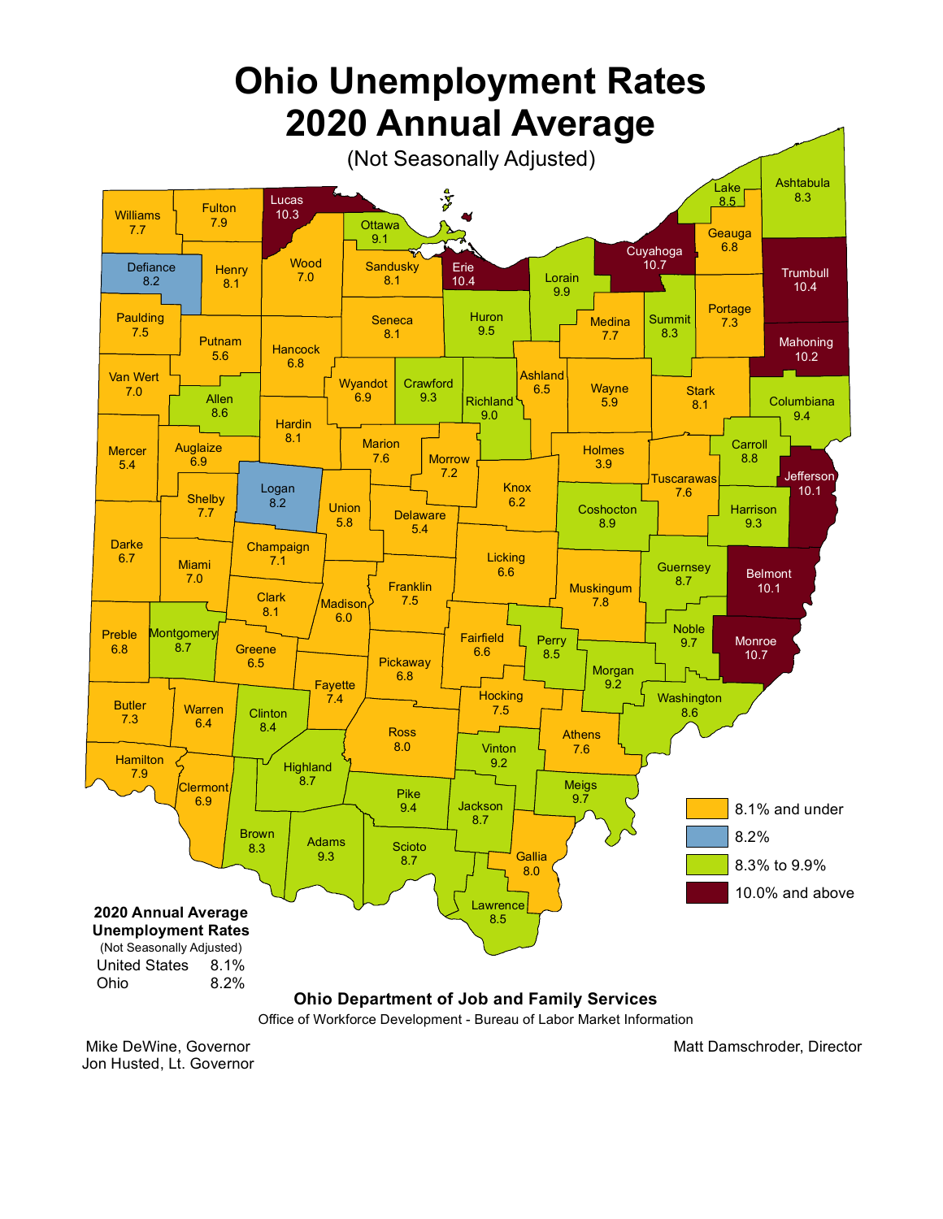# Ohio Unemployment Rates
# 2020 Annual Average

(Not Seasonally Adjusted)

| County | Rate |
|---|---|
| Williams | 7.7 |
| Fulton | 7.9 |
| Lucas | 10.3 |
| Ottawa | 9.1 |
| Lake | 8.5 |
| Ashtabula | 8.3 |
| Defiance | 8.2 |
| Henry | 8.1 |
| Wood | 7.0 |
| Sandusky | 8.1 |
| Erie | 10.4 |
| Lorain | 9.9 |
| Cuyahoga | 10.7 |
| Geauga | 6.8 |
| Trumbull | 10.4 |
| Paulding | 7.5 |
| Putnam | 5.6 |
| Hancock | 6.8 |
| Seneca | 8.1 |
| Huron | 9.5 |
| Medina | 7.7 |
| Summit | 8.3 |
| Portage | 7.3 |
| Mahoning | 10.2 |
| Van Wert | 7.0 |
| Allen | 8.6 |
| Wyandot | 6.9 |
| Crawford | 9.3 |
| Richland | 9.0 |
| Ashland | 6.5 |
| Wayne | 5.9 |
| Stark | 8.1 |
| Columbiana | 9.4 |
| Mercer | 5.4 |
| Auglaize | 6.9 |
| Hardin | 8.1 |
| Marion | 7.6 |
| Morrow | 7.2 |
| Holmes | 3.9 |
| Carroll | 8.8 |
| Jefferson | 10.1 |
| Shelby | 7.7 |
| Logan | 8.2 |
| Union | 5.8 |
| Delaware | 5.4 |
| Knox | 6.2 |
| Coshocton | 8.9 |
| Tuscarawas | 7.6 |
| Harrison | 9.3 |
| Darke | 6.7 |
| Miami | 7.0 |
| Champaign | 7.1 |
| Licking | 6.6 |
| Guernsey | 8.7 |
| Belmont | 10.1 |
| Clark | 8.1 |
| Madison | 6.0 |
| Franklin | 7.5 |
| Muskingum | 7.8 |
| Preble | 6.8 |
| Montgomery | 8.7 |
| Greene | 6.5 |
| Fairfield | 6.6 |
| Perry | 8.5 |
| Noble | 9.7 |
| Monroe | 10.7 |
| Fayette | 7.4 |
| Pickaway | 6.8 |
| Morgan | 9.2 |
| Washington | 8.6 |
| Butler | 7.3 |
| Warren | 6.4 |
| Clinton | 8.4 |
| Hocking | 7.5 |
| Ross | 8.0 |
| Athens | 7.6 |
| Hamilton | 7.9 |
| Clermont | 6.9 |
| Highland | 8.7 |
| Vinton | 9.2 |
| Meigs | 9.7 |
| Pike | 9.4 |
| Jackson | 8.7 |
| Brown | 8.3 |
| Adams | 9.3 |
| Scioto | 8.7 |
| Gallia | 8.0 |
| Lawrence | 8.5 |

Legend:
- 8.1% and under
- 8.2%
- 8.3% to 9.9%
- 10.0% and above

**2020 Annual Average Unemployment Rates**
(Not Seasonally Adjusted)

| | |
|---|---|
| United States | 8.1% |
| Ohio | 8.2% |

**Ohio Department of Job and Family Services**

Office of Workforce Development - Bureau of Labor Market Information

Mike DeWine, Governor
Jon Husted, Lt. Governor

Matt Damschroder, Director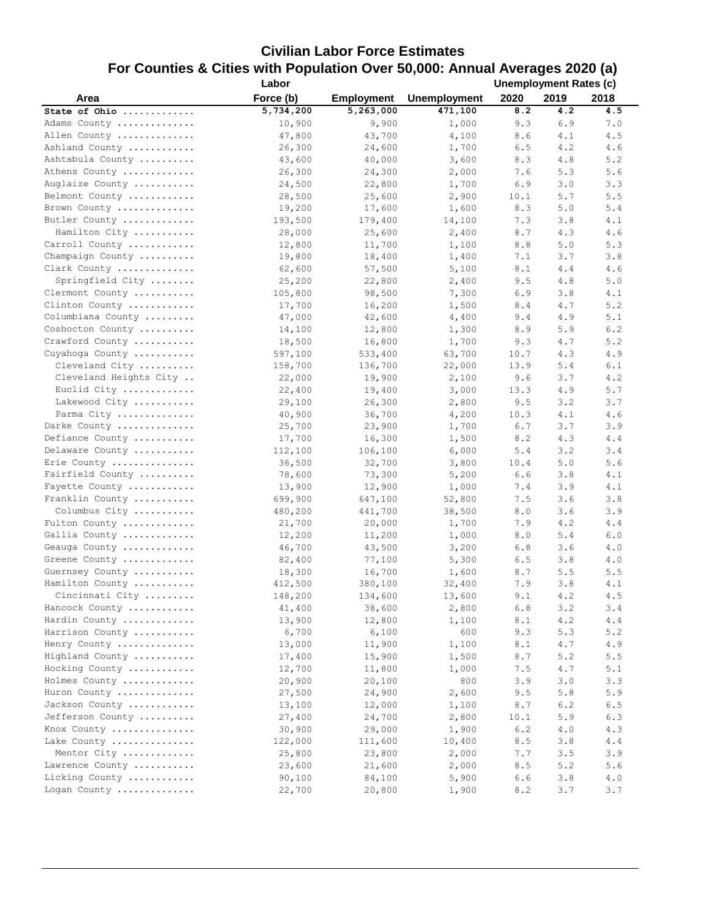# Civilian Labor Force Estimates

## For Counties & Cities with Population Over 50,000: Annual Averages 2020 (a)

| Area | Labor Force (b) | Employment | Unemployment | Unemployment Rates (c) 2020 | 2019 | 2018 |
|---|---|---|---|---|---|---|
| **State of Ohio** | **5,734,200** | **5,263,000** | **471,100** | **8.2** | **4.2** | **4.5** |
| Adams County | 10,900 | 9,900 | 1,000 | 9.3 | 6.9 | 7.0 |
| Allen County | 47,800 | 43,700 | 4,100 | 8.6 | 4.1 | 4.5 |
| Ashland County | 26,300 | 24,600 | 1,700 | 6.5 | 4.2 | 4.6 |
| Ashtabula County | 43,600 | 40,000 | 3,600 | 8.3 | 4.8 | 5.2 |
| Athens County | 26,300 | 24,300 | 2,000 | 7.6 | 5.3 | 5.6 |
| Auglaize County | 24,500 | 22,800 | 1,700 | 6.9 | 3.0 | 3.3 |
| Belmont County | 28,500 | 25,600 | 2,900 | 10.1 | 5.7 | 5.5 |
| Brown County | 19,200 | 17,600 | 1,600 | 8.3 | 5.0 | 5.4 |
| Butler County | 193,500 | 179,400 | 14,100 | 7.3 | 3.8 | 4.1 |
| Hamilton City | 28,000 | 25,600 | 2,400 | 8.7 | 4.3 | 4.6 |
| Carroll County | 12,800 | 11,700 | 1,100 | 8.8 | 5.0 | 5.3 |
| Champaign County | 19,800 | 18,400 | 1,400 | 7.1 | 3.7 | 3.8 |
| Clark County | 62,600 | 57,500 | 5,100 | 8.1 | 4.4 | 4.6 |
| Springfield City | 25,200 | 22,800 | 2,400 | 9.5 | 4.8 | 5.0 |
| Clermont County | 105,800 | 98,500 | 7,300 | 6.9 | 3.8 | 4.1 |
| Clinton County | 17,700 | 16,200 | 1,500 | 8.4 | 4.7 | 5.2 |
| Columbiana County | 47,000 | 42,600 | 4,400 | 9.4 | 4.9 | 5.1 |
| Coshocton County | 14,100 | 12,800 | 1,300 | 8.9 | 5.9 | 6.2 |
| Crawford County | 18,500 | 16,800 | 1,700 | 9.3 | 4.7 | 5.2 |
| Cuyahoga County | 597,100 | 533,400 | 63,700 | 10.7 | 4.3 | 4.9 |
| Cleveland City | 158,700 | 136,700 | 22,000 | 13.9 | 5.4 | 6.1 |
| Cleveland Heights City | 22,000 | 19,900 | 2,100 | 9.6 | 3.7 | 4.2 |
| Euclid City | 22,400 | 19,400 | 3,000 | 13.3 | 4.9 | 5.7 |
| Lakewood City | 29,100 | 26,300 | 2,800 | 9.5 | 3.2 | 3.7 |
| Parma City | 40,900 | 36,700 | 4,200 | 10.3 | 4.1 | 4.6 |
| Darke County | 25,700 | 23,900 | 1,700 | 6.7 | 3.7 | 3.9 |
| Defiance County | 17,700 | 16,300 | 1,500 | 8.2 | 4.3 | 4.4 |
| Delaware County | 112,100 | 106,100 | 6,000 | 5.4 | 3.2 | 3.4 |
| Erie County | 36,500 | 32,700 | 3,800 | 10.4 | 5.0 | 5.6 |
| Fairfield County | 78,600 | 73,300 | 5,200 | 6.6 | 3.8 | 4.1 |
| Fayette County | 13,900 | 12,900 | 1,000 | 7.4 | 3.9 | 4.1 |
| Franklin County | 699,900 | 647,100 | 52,800 | 7.5 | 3.6 | 3.8 |
| Columbus City | 480,200 | 441,700 | 38,500 | 8.0 | 3.6 | 3.9 |
| Fulton County | 21,700 | 20,000 | 1,700 | 7.9 | 4.2 | 4.4 |
| Gallia County | 12,200 | 11,200 | 1,000 | 8.0 | 5.4 | 6.0 |
| Geauga County | 46,700 | 43,500 | 3,200 | 6.8 | 3.6 | 4.0 |
| Greene County | 82,400 | 77,100 | 5,300 | 6.5 | 3.8 | 4.0 |
| Guernsey County | 18,300 | 16,700 | 1,600 | 8.7 | 5.5 | 5.5 |
| Hamilton County | 412,500 | 380,100 | 32,400 | 7.9 | 3.8 | 4.1 |
| Cincinnati City | 148,200 | 134,600 | 13,600 | 9.1 | 4.2 | 4.5 |
| Hancock County | 41,400 | 38,600 | 2,800 | 6.8 | 3.2 | 3.4 |
| Hardin County | 13,900 | 12,800 | 1,100 | 8.1 | 4.2 | 4.4 |
| Harrison County | 6,700 | 6,100 | 600 | 9.3 | 5.3 | 5.2 |
| Henry County | 13,000 | 11,900 | 1,100 | 8.1 | 4.7 | 4.9 |
| Highland County | 17,400 | 15,900 | 1,500 | 8.7 | 5.2 | 5.5 |
| Hocking County | 12,700 | 11,800 | 1,000 | 7.5 | 4.7 | 5.1 |
| Holmes County | 20,900 | 20,100 | 800 | 3.9 | 3.0 | 3.3 |
| Huron County | 27,500 | 24,900 | 2,600 | 9.5 | 5.8 | 5.9 |
| Jackson County | 13,100 | 12,000 | 1,100 | 8.7 | 6.2 | 6.5 |
| Jefferson County | 27,400 | 24,700 | 2,800 | 10.1 | 5.9 | 6.3 |
| Knox County | 30,900 | 29,000 | 1,900 | 6.2 | 4.0 | 4.3 |
| Lake County | 122,000 | 111,600 | 10,400 | 8.5 | 3.8 | 4.4 |
| Mentor City | 25,800 | 23,800 | 2,000 | 7.7 | 3.5 | 3.9 |
| Lawrence County | 23,600 | 21,600 | 2,000 | 8.5 | 5.2 | 5.6 |
| Licking County | 90,100 | 84,100 | 5,900 | 6.6 | 3.8 | 4.0 |
| Logan County | 22,700 | 20,800 | 1,900 | 8.2 | 3.7 | 3.7 |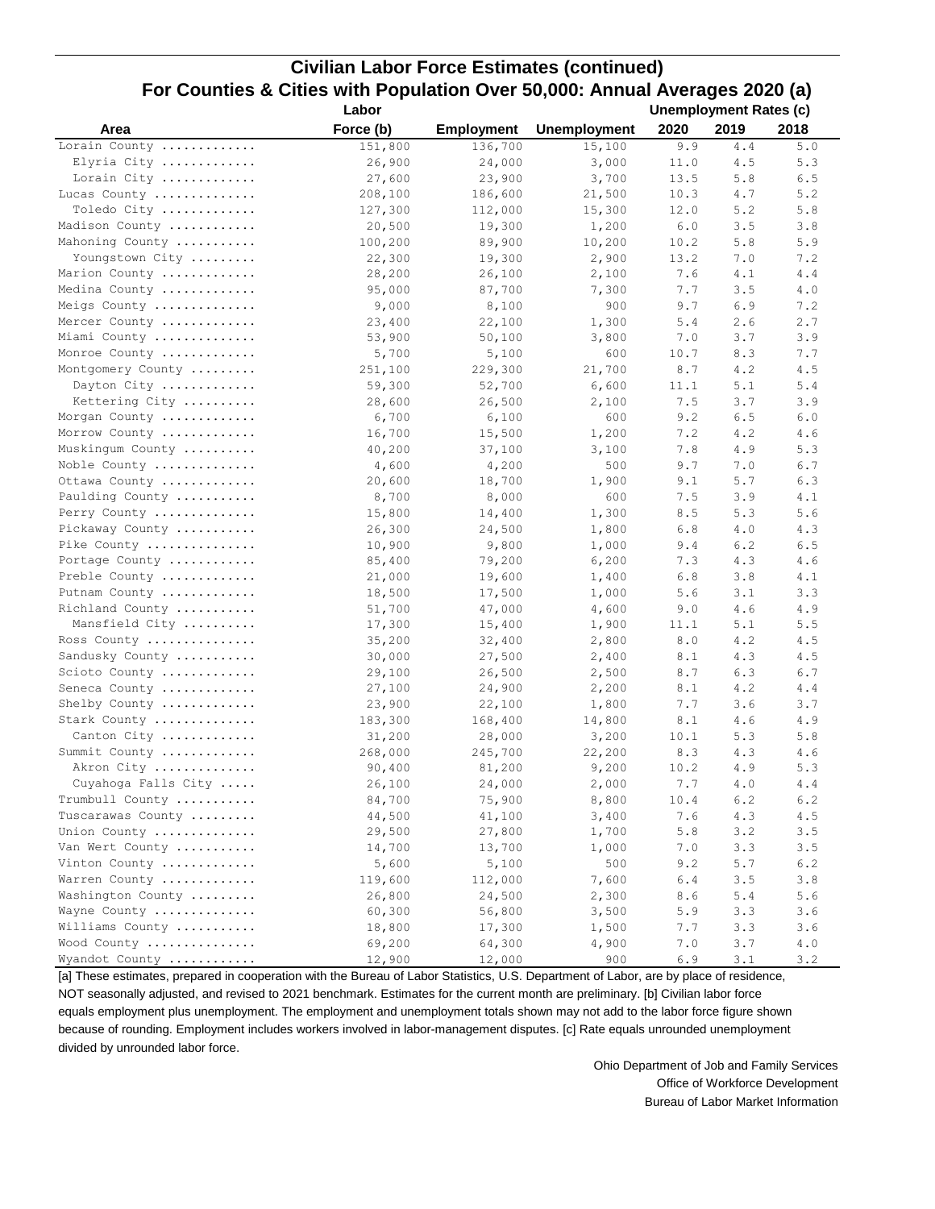## Civilian Labor Force Estimates (continued)
## For Counties & Cities with Population Over 50,000: Annual Averages 2020 (a)

| Area | Labor Force (b) | Employment | Unemployment | Unemployment Rates (c) 2020 | 2019 | 2018 |
|---|---|---|---|---|---|---|
| Lorain County ............ | 151,800 | 136,700 | 15,100 | 9.9 | 4.4 | 5.0 |
| Elyria City ............ | 26,900 | 24,000 | 3,000 | 11.0 | 4.5 | 5.3 |
| Lorain City ............ | 27,600 | 23,900 | 3,700 | 13.5 | 5.8 | 6.5 |
| Lucas County ............. | 208,100 | 186,600 | 21,500 | 10.3 | 4.7 | 5.2 |
| Toledo City ............ | 127,300 | 112,000 | 15,300 | 12.0 | 5.2 | 5.8 |
| Madison County ........... | 20,500 | 19,300 | 1,200 | 6.0 | 3.5 | 3.8 |
| Mahoning County .......... | 100,200 | 89,900 | 10,200 | 10.2 | 5.8 | 5.9 |
| Youngstown City ........ | 22,300 | 19,300 | 2,900 | 13.2 | 7.0 | 7.2 |
| Marion County ............ | 28,200 | 26,100 | 2,100 | 7.6 | 4.1 | 4.4 |
| Medina County ............ | 95,000 | 87,700 | 7,300 | 7.7 | 3.5 | 4.0 |
| Meigs County ............. | 9,000 | 8,100 | 900 | 9.7 | 6.9 | 7.2 |
| Mercer County ............ | 23,400 | 22,100 | 1,300 | 5.4 | 2.6 | 2.7 |
| Miami County ............. | 53,900 | 50,100 | 3,800 | 7.0 | 3.7 | 3.9 |
| Monroe County ............ | 5,700 | 5,100 | 600 | 10.7 | 8.3 | 7.7 |
| Montgomery County ........ | 251,100 | 229,300 | 21,700 | 8.7 | 4.2 | 4.5 |
| Dayton City ............ | 59,300 | 52,700 | 6,600 | 11.1 | 5.1 | 5.4 |
| Kettering City ......... | 28,600 | 26,500 | 2,100 | 7.5 | 3.7 | 3.9 |
| Morgan County ............ | 6,700 | 6,100 | 600 | 9.2 | 6.5 | 6.0 |
| Morrow County ............ | 16,700 | 15,500 | 1,200 | 7.2 | 4.2 | 4.6 |
| Muskingum County ......... | 40,200 | 37,100 | 3,100 | 7.8 | 4.9 | 5.3 |
| Noble County ............. | 4,600 | 4,200 | 500 | 9.7 | 7.0 | 6.7 |
| Ottawa County ............ | 20,600 | 18,700 | 1,900 | 9.1 | 5.7 | 6.3 |
| Paulding County .......... | 8,700 | 8,000 | 600 | 7.5 | 3.9 | 4.1 |
| Perry County ............. | 15,800 | 14,400 | 1,300 | 8.5 | 5.3 | 5.6 |
| Pickaway County .......... | 26,300 | 24,500 | 1,800 | 6.8 | 4.0 | 4.3 |
| Pike County .............. | 10,900 | 9,800 | 1,000 | 9.4 | 6.2 | 6.5 |
| Portage County ........... | 85,400 | 79,200 | 6,200 | 7.3 | 4.3 | 4.6 |
| Preble County ............ | 21,000 | 19,600 | 1,400 | 6.8 | 3.8 | 4.1 |
| Putnam County ............ | 18,500 | 17,500 | 1,000 | 5.6 | 3.1 | 3.3 |
| Richland County .......... | 51,700 | 47,000 | 4,600 | 9.0 | 4.6 | 4.9 |
| Mansfield City ......... | 17,300 | 15,400 | 1,900 | 11.1 | 5.1 | 5.5 |
| Ross County .............. | 35,200 | 32,400 | 2,800 | 8.0 | 4.2 | 4.5 |
| Sandusky County .......... | 30,000 | 27,500 | 2,400 | 8.1 | 4.3 | 4.5 |
| Scioto County ............ | 29,100 | 26,500 | 2,500 | 8.7 | 6.3 | 6.7 |
| Seneca County ............ | 27,100 | 24,900 | 2,200 | 8.1 | 4.2 | 4.4 |
| Shelby County ............ | 23,900 | 22,100 | 1,800 | 7.7 | 3.6 | 3.7 |
| Stark County ............. | 183,300 | 168,400 | 14,800 | 8.1 | 4.6 | 4.9 |
| Canton City ............ | 31,200 | 28,000 | 3,200 | 10.1 | 5.3 | 5.8 |
| Summit County ............ | 268,000 | 245,700 | 22,200 | 8.3 | 4.3 | 4.6 |
| Akron City ............. | 90,400 | 81,200 | 9,200 | 10.2 | 4.9 | 5.3 |
| Cuyahoga Falls City ..... | 26,100 | 24,000 | 2,000 | 7.7 | 4.0 | 4.4 |
| Trumbull County .......... | 84,700 | 75,900 | 8,800 | 10.4 | 6.2 | 6.2 |
| Tuscarawas County ........ | 44,500 | 41,100 | 3,400 | 7.6 | 4.3 | 4.5 |
| Union County ............. | 29,500 | 27,800 | 1,700 | 5.8 | 3.2 | 3.5 |
| Van Wert County .......... | 14,700 | 13,700 | 1,000 | 7.0 | 3.3 | 3.5 |
| Vinton County ............ | 5,600 | 5,100 | 500 | 9.2 | 5.7 | 6.2 |
| Warren County ............ | 119,600 | 112,000 | 7,600 | 6.4 | 3.5 | 3.8 |
| Washington County ........ | 26,800 | 24,500 | 2,300 | 8.6 | 5.4 | 5.6 |
| Wayne County ............. | 60,300 | 56,800 | 3,500 | 5.9 | 3.3 | 3.6 |
| Williams County .......... | 18,800 | 17,300 | 1,500 | 7.7 | 3.3 | 3.6 |
| Wood County .............. | 69,200 | 64,300 | 4,900 | 7.0 | 3.7 | 4.0 |
| Wyandot County ........... | 12,900 | 12,000 | 900 | 6.9 | 3.1 | 3.2 |

[a] These estimates, prepared in cooperation with the Bureau of Labor Statistics, U.S. Department of Labor, are by place of residence, NOT seasonally adjusted, and revised to 2021 benchmark. Estimates for the current month are preliminary. [b] Civilian labor force equals employment plus unemployment. The employment and unemployment totals shown may not add to the labor force figure shown because of rounding. Employment includes workers involved in labor-management disputes. [c] Rate equals unrounded unemployment divided by unrounded labor force.

Ohio Department of Job and Family Services
Office of Workforce Development
Bureau of Labor Market Information